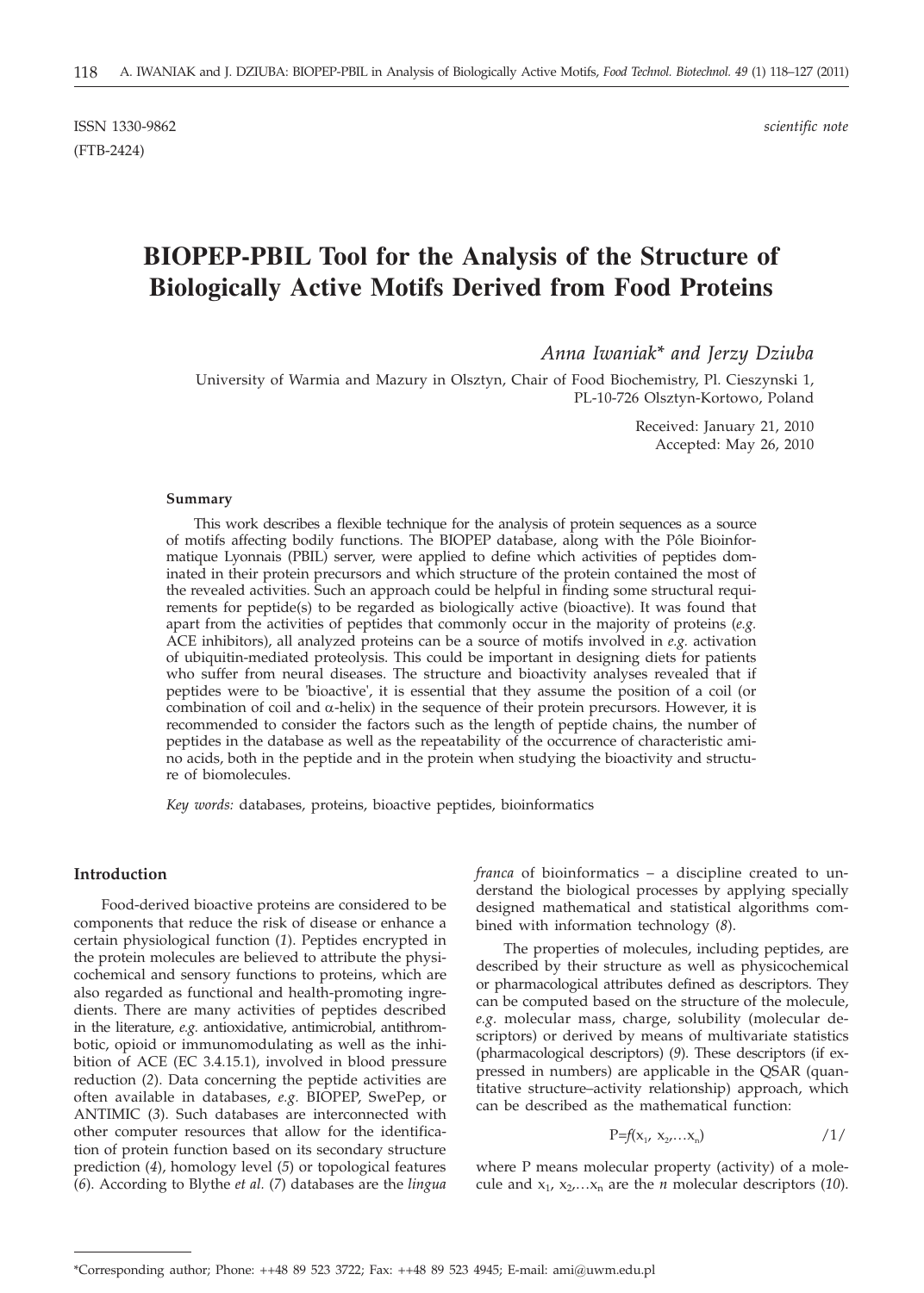ISSN 1330-9862 *scientific note*
(FTB-2424)

# BIOPEP-PBIL Tool for the Analysis of the Structure of Biologically Active Motifs Derived from Food Proteins

*Anna Iwaniak\* and Jerzy Dziuba*

University of Warmia and Mazury in Olsztyn, Chair of Food Biochemistry, Pl. Cieszynski 1, PL-10-726 Olsztyn-Kortowo, Poland

Received: January 21, 2010
Accepted: May 26, 2010

### Summary

This work describes a flexible technique for the analysis of protein sequences as a source of motifs affecting bodily functions. The BIOPEP database, along with the Pôle Bioinformatique Lyonnais (PBIL) server, were applied to define which activities of peptides dominated in their protein precursors and which structure of the protein contained the most of the revealed activities. Such an approach could be helpful in finding some structural requirements for peptide(s) to be regarded as biologically active (bioactive). It was found that apart from the activities of peptides that commonly occur in the majority of proteins (*e.g.* ACE inhibitors), all analyzed proteins can be a source of motifs involved in *e.g.* activation of ubiquitin-mediated proteolysis. This could be important in designing diets for patients who suffer from neural diseases. The structure and bioactivity analyses revealed that if peptides were to be 'bioactive', it is essential that they assume the position of a coil (or combination of coil and α-helix) in the sequence of their protein precursors. However, it is recommended to consider the factors such as the length of peptide chains, the number of peptides in the database as well as the repeatability of the occurrence of characteristic amino acids, both in the peptide and in the protein when studying the bioactivity and structure of biomolecules.

*Key words:* databases, proteins, bioactive peptides, bioinformatics

### Introduction

Food-derived bioactive proteins are considered to be components that reduce the risk of disease or enhance a certain physiological function (*1*). Peptides encrypted in the protein molecules are believed to attribute the physicochemical and sensory functions to proteins, which are also regarded as functional and health-promoting ingredients. There are many activities of peptides described in the literature, *e.g.* antioxidative, antimicrobial, antithrombotic, opioid or immunomodulating as well as the inhibition of ACE (EC 3.4.15.1), involved in blood pressure reduction (*2*). Data concerning the peptide activities are often available in databases, *e.g.* BIOPEP, SwePep, or ANTIMIC (*3*). Such databases are interconnected with other computer resources that allow for the identification of protein function based on its secondary structure prediction (*4*), homology level (*5*) or topological features (*6*). According to Blythe *et al.* (*7*) databases are the *lingua franca* of bioinformatics – a discipline created to understand the biological processes by applying specially designed mathematical and statistical algorithms combined with information technology (*8*).

The properties of molecules, including peptides, are described by their structure as well as physicochemical or pharmacological attributes defined as descriptors. They can be computed based on the structure of the molecule, *e.g.* molecular mass, charge, solubility (molecular descriptors) or derived by means of multivariate statistics (pharmacological descriptors) (*9*). These descriptors (if expressed in numbers) are applicable in the QSAR (quantitative structure–activity relationship) approach, which can be described as the mathematical function:

$$P=f(x_1, x_2,\ldots x_n) \qquad /1/$$

where P means molecular property (activity) of a molecule and $x_1, x_2,\ldots x_n$ are the *n* molecular descriptors (*10*).

\*Corresponding author; Phone: ++48 89 523 3722; Fax: ++48 89 523 4945; E-mail: ami@uwm.edu.pl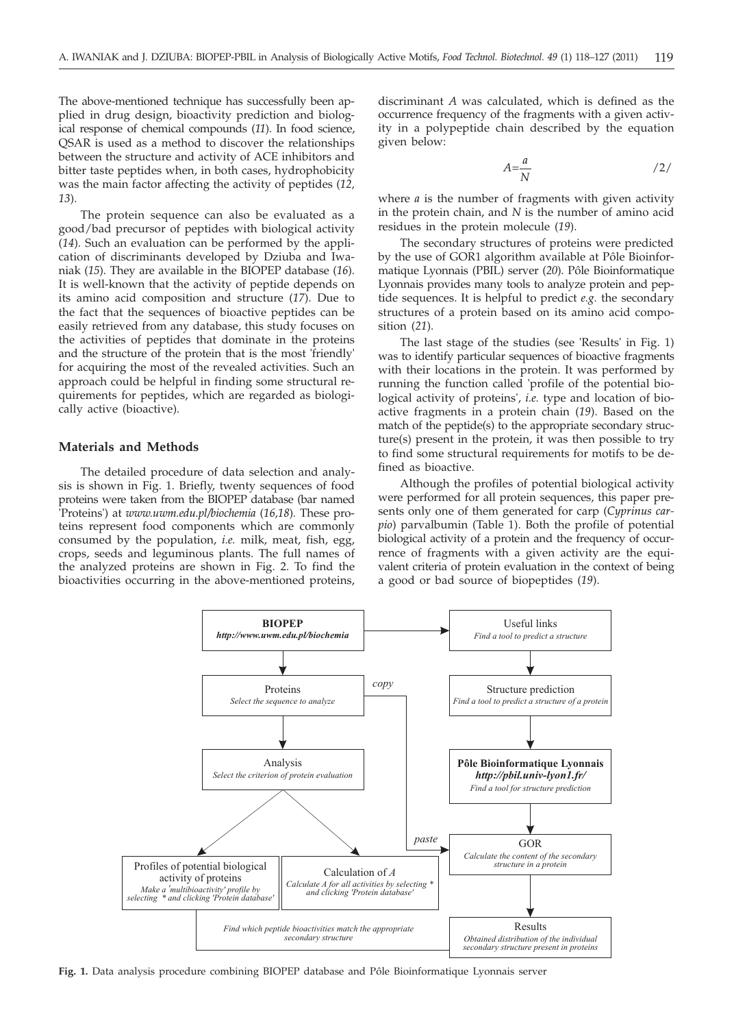The above-mentioned technique has successfully been applied in drug design, bioactivity prediction and biological response of chemical compounds (*11*). In food science, QSAR is used as a method to discover the relationships between the structure and activity of ACE inhibitors and bitter taste peptides when, in both cases, hydrophobicity was the main factor affecting the activity of peptides (*12, 13*).

The protein sequence can also be evaluated as a good/bad precursor of peptides with biological activity (*14*). Such an evaluation can be performed by the application of discriminants developed by Dziuba and Iwaniak (*15*). They are available in the BIOPEP database (*16*). It is well-known that the activity of peptide depends on its amino acid composition and structure (*17*). Due to the fact that the sequences of bioactive peptides can be easily retrieved from any database, this study focuses on the activities of peptides that dominate in the proteins and the structure of the protein that is the most 'friendly' for acquiring the most of the revealed activities. Such an approach could be helpful in finding some structural requirements for peptides, which are regarded as biologically active (bioactive).

## Materials and Methods

The detailed procedure of data selection and analysis is shown in Fig. 1. Briefly, twenty sequences of food proteins were taken from the BIOPEP database (bar named 'Proteins') at *www.uwm.edu.pl/biochemia* (*16,18*). These proteins represent food components which are commonly consumed by the population, *i.e.* milk, meat, fish, egg, crops, seeds and leguminous plants. The full names of the analyzed proteins are shown in Fig. 2. To find the bioactivities occurring in the above-mentioned proteins, discriminant *A* was calculated, which is defined as the occurrence frequency of the fragments with a given activity in a polypeptide chain described by the equation given below:

$$A = \frac{a}{N} \qquad /2/$$

where *a* is the number of fragments with given activity in the protein chain, and *N* is the number of amino acid residues in the protein molecule (*19*).

The secondary structures of proteins were predicted by the use of GOR1 algorithm available at Pôle Bioinformatique Lyonnais (PBIL) server (*20*). Pôle Bioinformatique Lyonnais provides many tools to analyze protein and peptide sequences. It is helpful to predict *e.g.* the secondary structures of a protein based on its amino acid composition (*21*).

The last stage of the studies (see 'Results' in Fig. 1) was to identify particular sequences of bioactive fragments with their locations in the protein. It was performed by running the function called 'profile of the potential biological activity of proteins', *i.e.* type and location of bioactive fragments in a protein chain (*19*). Based on the match of the peptide(s) to the appropriate secondary structure(s) present in the protein, it was then possible to try to find some structural requirements for motifs to be defined as bioactive.

Although the profiles of potential biological activity were performed for all protein sequences, this paper presents only one of them generated for carp (*Cyprinus carpio*) parvalbumin (Table 1). Both the profile of potential biological activity of a protein and the frequency of occurrence of fragments with a given activity are the equivalent criteria of protein evaluation in the context of being a good or bad source of biopeptides (*19*).

**Fig. 1.** Data analysis procedure combining BIOPEP database and Pôle Bioinformatique Lyonnais server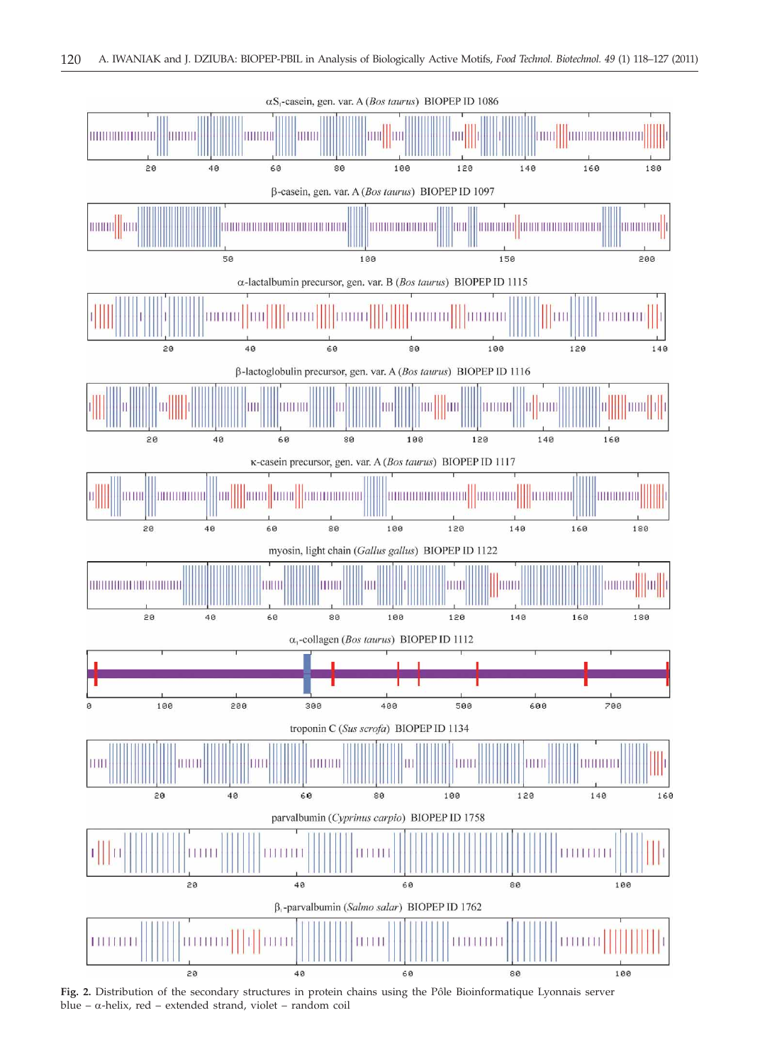αS$_1$-casein, gen. var. A (*Bos taurus*) BIOPEP ID 1086

β-casein, gen. var. A (*Bos taurus*) BIOPEP ID 1097

α-lactalbumin precursor, gen. var. B (*Bos taurus*) BIOPEP ID 1115

β-lactoglobulin precursor, gen. var. A (*Bos taurus*) BIOPEP ID 1116

κ-casein precursor, gen. var. A (*Bos taurus*) BIOPEP ID 1117

myosin, light chain (*Gallus gallus*) BIOPEP ID 1122

α$_1$-collagen (*Bos taurus*) BIOPEP ID 1112

troponin C (*Sus scrofa*) BIOPEP ID 1134

parvalbumin (*Cyprinus carpio*) BIOPEP ID 1758

β$_1$-parvalbumin (*Salmo salar*) BIOPEP ID 1762

**Fig. 2.** Distribution of the secondary structures in protein chains using the Pôle Bioinformatique Lyonnais server
blue – α-helix, red – extended strand, violet – random coil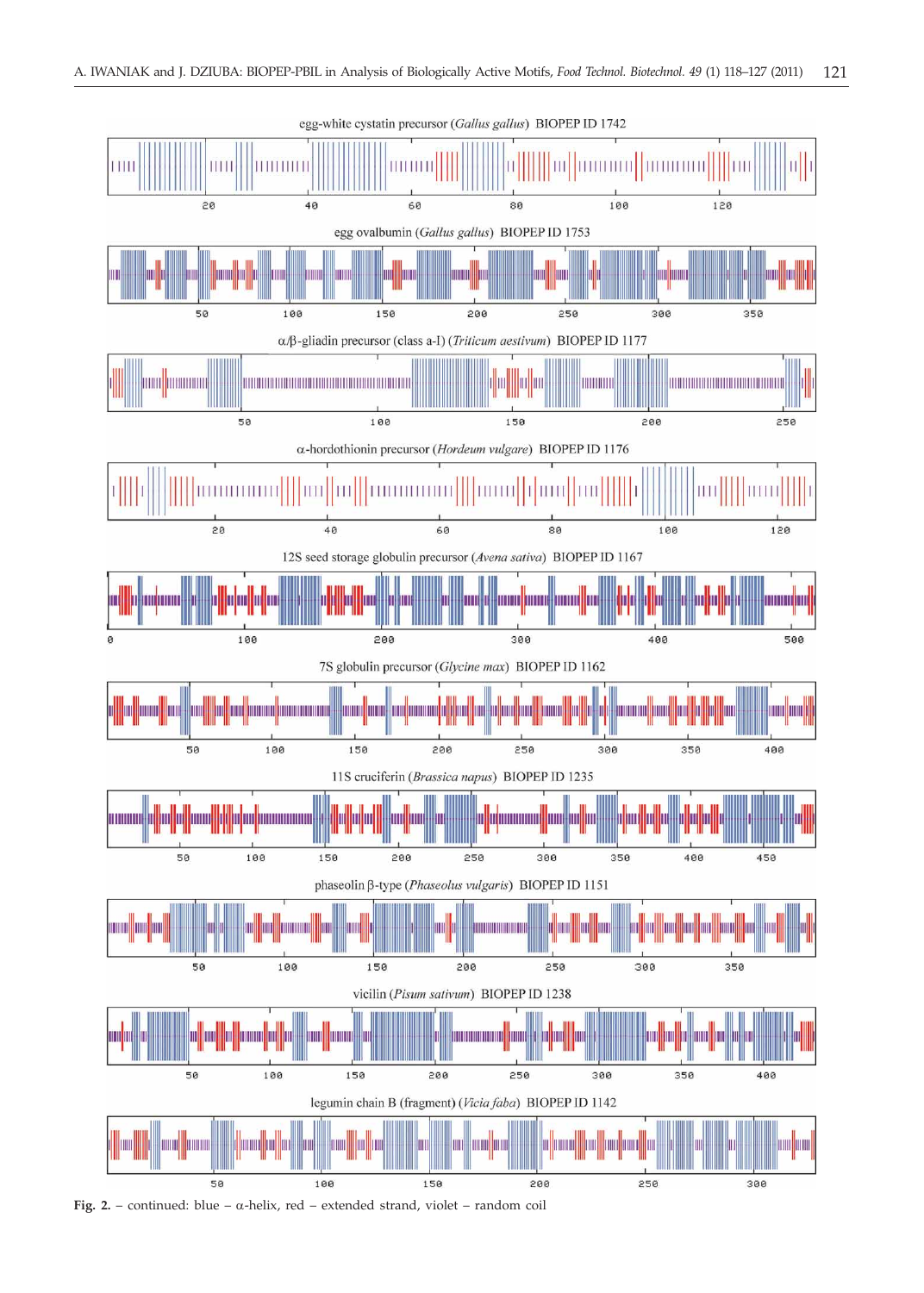egg-white cystatin precursor (*Gallus gallus*) BIOPEP ID 1742

egg ovalbumin (*Gallus gallus*) BIOPEP ID 1753

α/β-gliadin precursor (class a-I) (*Triticum aestivum*) BIOPEP ID 1177

α-hordothionin precursor (*Hordeum vulgare*) BIOPEP ID 1176

12S seed storage globulin precursor (*Avena sativa*) BIOPEP ID 1167

7S globulin precursor (*Glycine max*) BIOPEP ID 1162

11S cruciferin (*Brassica napus*) BIOPEP ID 1235

phaseolin β-type (*Phaseolus vulgaris*) BIOPEP ID 1151

vicilin (*Pisum sativum*) BIOPEP ID 1238

legumin chain B (fragment) (*Vicia faba*) BIOPEP ID 1142

**Fig. 2.** – continued: blue – α-helix, red – extended strand, violet – random coil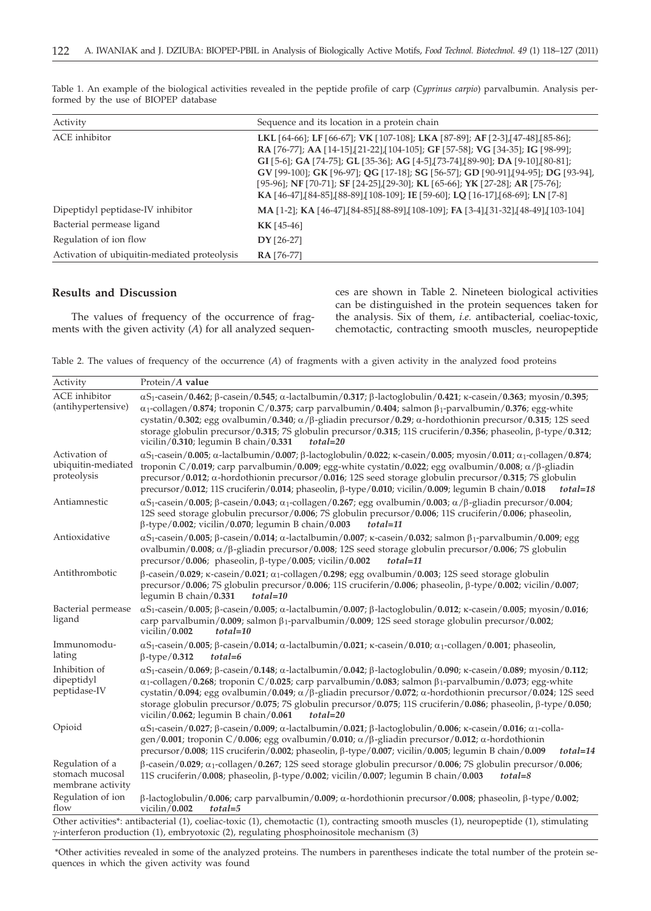Table 1. An example of the biological activities revealed in the peptide profile of carp (*Cyprinus carpio*) parvalbumin. Analysis performed by the use of BIOPEP database

| Activity | Sequence and its location in a protein chain |
|---|---|
| ACE inhibitor | **LKL** [64-66]; **LF** [66-67]; **VK** [107-108]; **LKA** [87-89]; **AF** [2-3],[47-48],[85-86]; **RA** [76-77]; **AA** [14-15],[21-22],[104-105]; **GF** [57-58]; **VG** [34-35]; **IG** [98-99]; **GI** [5-6]; **GA** [74-75]; **GL** [35-36]; **AG** [4-5],[73-74],[89-90]; **DA** [9-10],[80-81]; **GV** [99-100]; **GK** [96-97]; **QG** [17-18]; **SG** [56-57]; **GD** [90-91],[94-95]; **DG** [93-94],[95-96]; **NF** [70-71]; **SF** [24-25],[29-30]; **KL** [65-66]; **YK** [27-28]; **AR** [75-76]; **KA** [46-47],[84-85],[88-89],[108-109]; **IE** [59-60]; **LQ** [16-17],[68-69]; **LN** [7-8] |
| Dipeptidyl peptidase-IV inhibitor | **MA** [1-2]; **KA** [46-47],[84-85],[88-89],[108-109]; **FA** [3-4],[31-32],[48-49],[103-104] |
| Bacterial permease ligand | **KK** [45-46] |
| Regulation of ion flow | **DY** [26-27] |
| Activation of ubiquitin-mediated proteolysis | **RA** [76-77] |

## Results and Discussion

The values of frequency of the occurrence of fragments with the given activity (*A*) for all analyzed sequences are shown in Table 2. Nineteen biological activities can be distinguished in the protein sequences taken for the analysis. Six of them, *i.e.* antibacterial, coeliac-toxic, chemotactic, contracting smooth muscles, neuropeptide

Table 2. The values of frequency of the occurrence (*A*) of fragments with a given activity in the analyzed food proteins

| Activity | Protein/*A* **value** |
|---|---|
| ACE inhibitor (antihypertensive) | αS$_1$-casein/**0.462**; β-casein/**0.545**; α-lactalbumin/**0.317**; β-lactoglobulin/**0.421**; κ-casein/**0.363**; myosin/**0.395**; α$_1$-collagen/**0.874**; troponin C/**0.375**; carp parvalbumin/**0.404**; salmon β$_1$-parvalbumin/**0.376**; egg-white cystatin/**0.302**; egg ovalbumin/**0.340**; α/β-gliadin precursor/**0.29**; α-hordothionin precursor/**0.315**; 12S seed storage globulin precursor/**0.315**; 7S globulin precursor/**0.315**; 11S cruciferin/**0.356**; phaseolin, β-type/**0.312**; vicilin/**0.310**; legumin B chain/**0.331** ***total=20*** |
| Activation of ubiquitin-mediated proteolysis | αS$_1$-casein/**0.005**; α-lactalbumin/**0.007**; β-lactoglobulin/**0.022**; κ-casein/**0.005**; myosin/**0.011**; α$_1$-collagen/**0.874**; troponin C/**0.019**; carp parvalbumin/**0.009**; egg-white cystatin/**0.022**; egg ovalbumin/**0.008**; α/β-gliadin precursor/**0.012**; α-hordothionin precursor/**0.016**; 12S seed storage globulin precursor/**0.315**; 7S globulin precursor/**0.012**; 11S cruciferin/**0.014**; phaseolin, β-type/**0.010**; vicilin/**0.009**; legumin B chain/**0.018** ***total=18*** |
| Antiamnestic | αS$_1$-casein/**0.005**; β-casein/**0.043**; α$_1$-collagen/**0.267**; egg ovalbumin/**0.003**; α/β-gliadin precursor/**0.004**; 12S seed storage globulin precursor/**0.006**; 7S globulin precursor/**0.006**; 11S cruciferin/**0.006**; phaseolin, β-type/**0.002**; vicilin/**0.070**; legumin B chain/**0.003** ***total=11*** |
| Antioxidative | αS$_1$-casein/**0.005**; β-casein/**0.014**; α-lactalbumin/**0.007**; κ-casein/**0.032**; salmon β$_1$-parvalbumin/**0.009**; egg ovalbumin/**0.008**; α/β-gliadin precursor/**0.008**; 12S seed storage globulin precursor/**0.006**; 7S globulin precursor/**0.006**; phaseolin, β-type/**0.005**; vicilin/**0.002** ***total=11*** |
| Antithrombotic | β-casein/**0.029**; κ-casein/**0.021**; α$_1$-collagen/**0.298**; egg ovalbumin/**0.003**; 12S seed storage globulin precursor/**0.006**; 7S globulin precursor/**0.006**; 11S cruciferin/**0.006**; phaseolin, β-type/**0.002**; vicilin/**0.007**; legumin B chain/**0.331** ***total=10*** |
| Bacterial permease ligand | αS$_1$-casein/**0.005**; β-casein/**0.005**; α-lactalbumin/**0.007**; β-lactoglobulin/**0.012**; κ-casein/**0.005**; myosin/**0.016**; carp parvalbumin/**0.009**; salmon β$_1$-parvalbumin/**0.009**; 12S seed storage globulin precursor/**0.002**; vicilin/**0.002** ***total=10*** |
| Immunomodulating | αS$_1$-casein/**0.005**; β-casein/**0.014**; α-lactalbumin/**0.021**; κ-casein/**0.010**; α$_1$-collagen/**0.001**; phaseolin, β-type/**0.312** ***total=6*** |
| Inhibition of dipeptidyl peptidase-IV | αS$_1$-casein/**0.069**; β-casein/**0.148**; α-lactalbumin/**0.042**; β-lactoglobulin/**0.090**; κ-casein/**0.089**; myosin/**0.112**; α$_1$-collagen/**0.268**; troponin C/**0.025**; carp parvalbumin/**0.083**; salmon β$_1$-parvalbumin/**0.073**; egg-white cystatin/**0.094**; egg ovalbumin/**0.049**; α/β-gliadin precursor/**0.072**; α-hordothionin precursor/**0.024**; 12S seed storage globulin precursor/**0.075**; 7S globulin precursor/**0.075**; 11S cruciferin/**0.086**; phaseolin, β-type/**0.050**; vicilin/**0.062**; legumin B chain/**0.061** ***total=20*** |
| Opioid | αS$_1$-casein/**0.027**; β-casein/**0.009**; α-lactalbumin/**0.021**; β-lactoglobulin/**0.006**; κ-casein/**0.016**; α$_1$-collagen/**0.001**; troponin C/**0.006**; egg ovalbumin/**0.010**; α/β-gliadin precursor/**0.012**; α-hordothionin precursor/**0.008**; 11S cruciferin/**0.002**; phaseolin, β-type/**0.007**; vicilin/**0.005**; legumin B chain/**0.009** ***total=14*** |
| Regulation of a stomach mucosal membrane activity | β-casein/**0.029**; α$_1$-collagen/**0.267**; 12S seed storage globulin precursor/**0.006**; 7S globulin precursor/**0.006**; 11S cruciferin/**0.008**; phaseolin, β-type/**0.002**; vicilin/**0.007**; legumin B chain/**0.003** ***total=8*** |
| Regulation of ion flow | β-lactoglobulin/**0.006**; carp parvalbumin/**0.009**; α-hordothionin precursor/**0.008**; phaseolin, β-type/**0.002**; vicilin/**0.002** ***total=5*** |
| Other activities*: antibacterial (1), coeliac-toxic (1), chemotactic (1), contracting smooth muscles (1), neuropeptide (1), stimulating γ-interferon production (1), embryotoxic (2), regulating phosphoinositole mechanism (3) | |

*Other activities revealed in some of the analyzed proteins. The numbers in parentheses indicate the total number of the protein sequences in which the given activity was found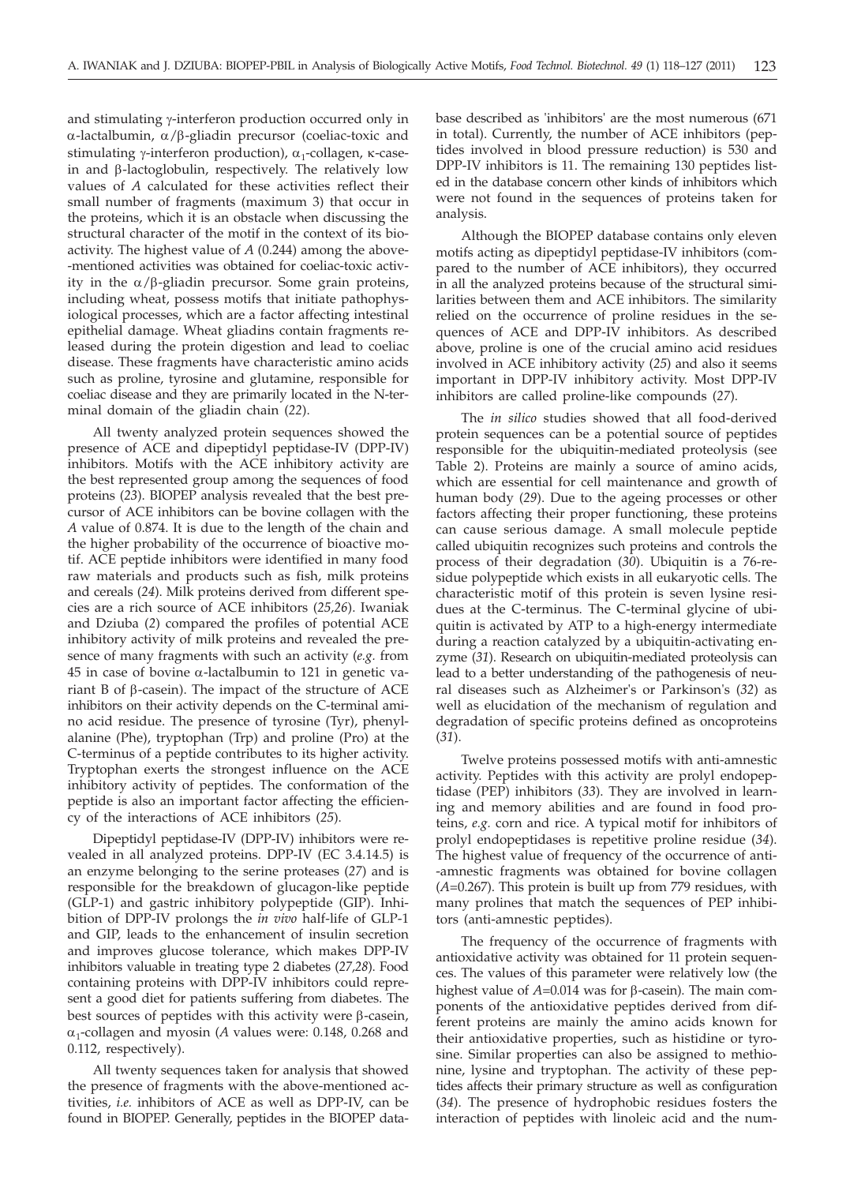and stimulating γ-interferon production occurred only in α-lactalbumin, α/β-gliadin precursor (coeliac-toxic and stimulating γ-interferon production), $\alpha_1$-collagen, κ-casein and β-lactoglobulin, respectively. The relatively low values of *A* calculated for these activities reflect their small number of fragments (maximum 3) that occur in the proteins, which it is an obstacle when discussing the structural character of the motif in the context of its bioactivity. The highest value of *A* (0.244) among the above-mentioned activities was obtained for coeliac-toxic activity in the α/β-gliadin precursor. Some grain proteins, including wheat, possess motifs that initiate pathophysiological processes, which are a factor affecting intestinal epithelial damage. Wheat gliadins contain fragments released during the protein digestion and lead to coeliac disease. These fragments have characteristic amino acids such as proline, tyrosine and glutamine, responsible for coeliac disease and they are primarily located in the N-terminal domain of the gliadin chain (*22*).

All twenty analyzed protein sequences showed the presence of ACE and dipeptidyl peptidase-IV (DPP-IV) inhibitors. Motifs with the ACE inhibitory activity are the best represented group among the sequences of food proteins (*23*). BIOPEP analysis revealed that the best precursor of ACE inhibitors can be bovine collagen with the *A* value of 0.874. It is due to the length of the chain and the higher probability of the occurrence of bioactive motif. ACE peptide inhibitors were identified in many food raw materials and products such as fish, milk proteins and cereals (*24*). Milk proteins derived from different species are a rich source of ACE inhibitors (*25,26*). Iwaniak and Dziuba (*2*) compared the profiles of potential ACE inhibitory activity of milk proteins and revealed the presence of many fragments with such an activity (*e.g.* from 45 in case of bovine α-lactalbumin to 121 in genetic variant B of β-casein). The impact of the structure of ACE inhibitors on their activity depends on the C-terminal amino acid residue. The presence of tyrosine (Tyr), phenylalanine (Phe), tryptophan (Trp) and proline (Pro) at the C-terminus of a peptide contributes to its higher activity. Tryptophan exerts the strongest influence on the ACE inhibitory activity of peptides. The conformation of the peptide is also an important factor affecting the efficiency of the interactions of ACE inhibitors (*25*).

Dipeptidyl peptidase-IV (DPP-IV) inhibitors were revealed in all analyzed proteins. DPP-IV (EC 3.4.14.5) is an enzyme belonging to the serine proteases (*27*) and is responsible for the breakdown of glucagon-like peptide (GLP-1) and gastric inhibitory polypeptide (GIP). Inhibition of DPP-IV prolongs the *in vivo* half-life of GLP-1 and GIP, leads to the enhancement of insulin secretion and improves glucose tolerance, which makes DPP-IV inhibitors valuable in treating type 2 diabetes (*27,28*). Food containing proteins with DPP-IV inhibitors could represent a good diet for patients suffering from diabetes. The best sources of peptides with this activity were β-casein, $\alpha_1$-collagen and myosin (*A* values were: 0.148, 0.268 and 0.112, respectively).

All twenty sequences taken for analysis that showed the presence of fragments with the above-mentioned activities, *i.e.* inhibitors of ACE as well as DPP-IV, can be found in BIOPEP. Generally, peptides in the BIOPEP database described as 'inhibitors' are the most numerous (671 in total). Currently, the number of ACE inhibitors (peptides involved in blood pressure reduction) is 530 and DPP-IV inhibitors is 11. The remaining 130 peptides listed in the database concern other kinds of inhibitors which were not found in the sequences of proteins taken for analysis.

Although the BIOPEP database contains only eleven motifs acting as dipeptidyl peptidase-IV inhibitors (compared to the number of ACE inhibitors), they occurred in all the analyzed proteins because of the structural similarities between them and ACE inhibitors. The similarity relied on the occurrence of proline residues in the sequences of ACE and DPP-IV inhibitors. As described above, proline is one of the crucial amino acid residues involved in ACE inhibitory activity (*25*) and also it seems important in DPP-IV inhibitory activity. Most DPP-IV inhibitors are called proline-like compounds (*27*).

The *in silico* studies showed that all food-derived protein sequences can be a potential source of peptides responsible for the ubiquitin-mediated proteolysis (see Table 2). Proteins are mainly a source of amino acids, which are essential for cell maintenance and growth of human body (*29*). Due to the ageing processes or other factors affecting their proper functioning, these proteins can cause serious damage. A small molecule peptide called ubiquitin recognizes such proteins and controls the process of their degradation (*30*). Ubiquitin is a 76-residue polypeptide which exists in all eukaryotic cells. The characteristic motif of this protein is seven lysine residues at the C-terminus. The C-terminal glycine of ubiquitin is activated by ATP to a high-energy intermediate during a reaction catalyzed by a ubiquitin-activating enzyme (*31*). Research on ubiquitin-mediated proteolysis can lead to a better understanding of the pathogenesis of neural diseases such as Alzheimer's or Parkinson's (*32*) as well as elucidation of the mechanism of regulation and degradation of specific proteins defined as oncoproteins (*31*).

Twelve proteins possessed motifs with anti-amnestic activity. Peptides with this activity are prolyl endopeptidase (PEP) inhibitors (*33*). They are involved in learning and memory abilities and are found in food proteins, *e.g.* corn and rice. A typical motif for inhibitors of prolyl endopeptidases is repetitive proline residue (*34*). The highest value of frequency of the occurrence of anti-amnestic fragments was obtained for bovine collagen (*A*=0.267). This protein is built up from 779 residues, with many prolines that match the sequences of PEP inhibitors (anti-amnestic peptides).

The frequency of the occurrence of fragments with antioxidative activity was obtained for 11 protein sequences. The values of this parameter were relatively low (the highest value of *A*=0.014 was for β-casein). The main components of the antioxidative peptides derived from different proteins are mainly the amino acids known for their antioxidative properties, such as histidine or tyrosine. Similar properties can also be assigned to methionine, lysine and tryptophan. The activity of these peptides affects their primary structure as well as configuration (*34*). The presence of hydrophobic residues fosters the interaction of peptides with linoleic acid and the num-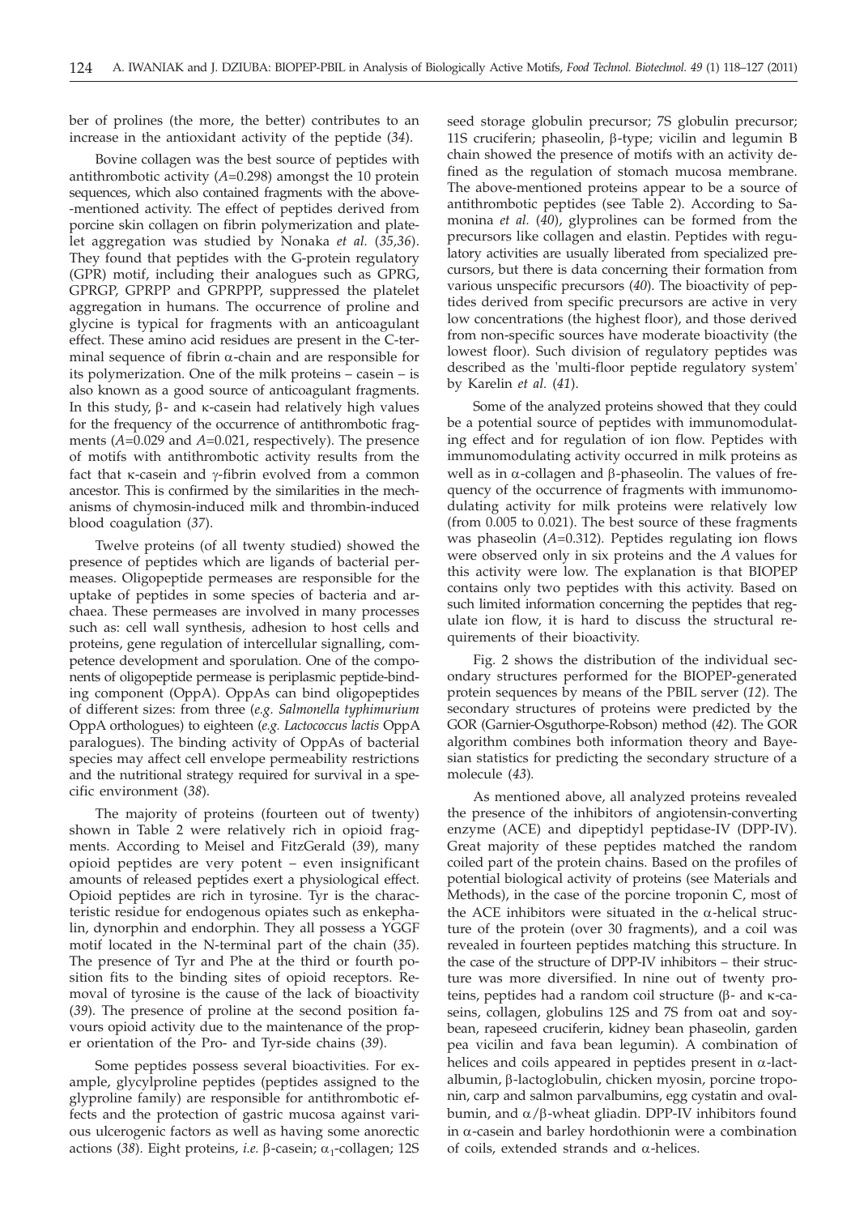ber of prolines (the more, the better) contributes to an increase in the antioxidant activity of the peptide (*34*).

Bovine collagen was the best source of peptides with antithrombotic activity (*A*=0.298) amongst the 10 protein sequences, which also contained fragments with the above-mentioned activity. The effect of peptides derived from porcine skin collagen on fibrin polymerization and platelet aggregation was studied by Nonaka *et al.* (*35,36*). They found that peptides with the G-protein regulatory (GPR) motif, including their analogues such as GPRG, GPRGP, GPRPP and GPRPPP, suppressed the platelet aggregation in humans. The occurrence of proline and glycine is typical for fragments with an anticoagulant effect. These amino acid residues are present in the C-terminal sequence of fibrin α-chain and are responsible for its polymerization. One of the milk proteins – casein – is also known as a good source of anticoagulant fragments. In this study, β- and κ-casein had relatively high values for the frequency of the occurrence of antithrombotic fragments (*A*=0.029 and *A*=0.021, respectively). The presence of motifs with antithrombotic activity results from the fact that κ-casein and γ-fibrin evolved from a common ancestor. This is confirmed by the similarities in the mechanisms of chymosin-induced milk and thrombin-induced blood coagulation (*37*).

Twelve proteins (of all twenty studied) showed the presence of peptides which are ligands of bacterial permeases. Oligopeptide permeases are responsible for the uptake of peptides in some species of bacteria and archaea. These permeases are involved in many processes such as: cell wall synthesis, adhesion to host cells and proteins, gene regulation of intercellular signalling, competence development and sporulation. One of the components of oligopeptide permease is periplasmic peptide-binding component (OppA). OppAs can bind oligopeptides of different sizes: from three (*e.g. Salmonella typhimurium* OppA orthologues) to eighteen (*e.g. Lactococcus lactis* OppA paralogues). The binding activity of OppAs of bacterial species may affect cell envelope permeability restrictions and the nutritional strategy required for survival in a specific environment (*38*).

The majority of proteins (fourteen out of twenty) shown in Table 2 were relatively rich in opioid fragments. According to Meisel and FitzGerald (*39*), many opioid peptides are very potent – even insignificant amounts of released peptides exert a physiological effect. Opioid peptides are rich in tyrosine. Tyr is the characteristic residue for endogenous opiates such as enkephalin, dynorphin and endorphin. They all possess a YGGF motif located in the N-terminal part of the chain (*35*). The presence of Tyr and Phe at the third or fourth position fits to the binding sites of opioid receptors. Removal of tyrosine is the cause of the lack of bioactivity (*39*). The presence of proline at the second position favours opioid activity due to the maintenance of the proper orientation of the Pro- and Tyr-side chains (*39*).

Some peptides possess several bioactivities. For example, glycylproline peptides (peptides assigned to the glyproline family) are responsible for antithrombotic effects and the protection of gastric mucosa against various ulcerogenic factors as well as having some anorectic actions (*38*). Eight proteins, *i.e.* β-casein; $\alpha_1$-collagen; 12S seed storage globulin precursor; 7S globulin precursor; 11S cruciferin; phaseolin, β-type; vicilin and legumin B chain showed the presence of motifs with an activity defined as the regulation of stomach mucosa membrane. The above-mentioned proteins appear to be a source of antithrombotic peptides (see Table 2). According to Samonina *et al.* (*40*), glyprolines can be formed from the precursors like collagen and elastin. Peptides with regulatory activities are usually liberated from specialized precursors, but there is data concerning their formation from various unspecific precursors (*40*). The bioactivity of peptides derived from specific precursors are active in very low concentrations (the highest floor), and those derived from non-specific sources have moderate bioactivity (the lowest floor). Such division of regulatory peptides was described as the 'multi-floor peptide regulatory system' by Karelin *et al.* (*41*).

Some of the analyzed proteins showed that they could be a potential source of peptides with immunomodulating effect and for regulation of ion flow. Peptides with immunomodulating activity occurred in milk proteins as well as in α-collagen and β-phaseolin. The values of frequency of the occurrence of fragments with immunomodulating activity for milk proteins were relatively low (from 0.005 to 0.021). The best source of these fragments was phaseolin (*A*=0.312). Peptides regulating ion flows were observed only in six proteins and the *A* values for this activity were low. The explanation is that BIOPEP contains only two peptides with this activity. Based on such limited information concerning the peptides that regulate ion flow, it is hard to discuss the structural requirements of their bioactivity.

Fig. 2 shows the distribution of the individual secondary structures performed for the BIOPEP-generated protein sequences by means of the PBIL server (*12*). The secondary structures of proteins were predicted by the GOR (Garnier-Osguthorpe-Robson) method (*42*). The GOR algorithm combines both information theory and Bayesian statistics for predicting the secondary structure of a molecule (*43*).

As mentioned above, all analyzed proteins revealed the presence of the inhibitors of angiotensin-converting enzyme (ACE) and dipeptidyl peptidase-IV (DPP-IV). Great majority of these peptides matched the random coiled part of the protein chains. Based on the profiles of potential biological activity of proteins (see Materials and Methods), in the case of the porcine troponin C, most of the ACE inhibitors were situated in the α-helical structure of the protein (over 30 fragments), and a coil was revealed in fourteen peptides matching this structure. In the case of the structure of DPP-IV inhibitors – their structure was more diversified. In nine out of twenty proteins, peptides had a random coil structure (β- and κ-caseins, collagen, globulins 12S and 7S from oat and soybean, rapeseed cruciferin, kidney bean phaseolin, garden pea vicilin and fava bean legumin). A combination of helices and coils appeared in peptides present in α-lactalbumin, β-lactoglobulin, chicken myosin, porcine troponin, carp and salmon parvalbumins, egg cystatin and ovalbumin, and α/β-wheat gliadin. DPP-IV inhibitors found in α-casein and barley hordothionin were a combination of coils, extended strands and α-helices.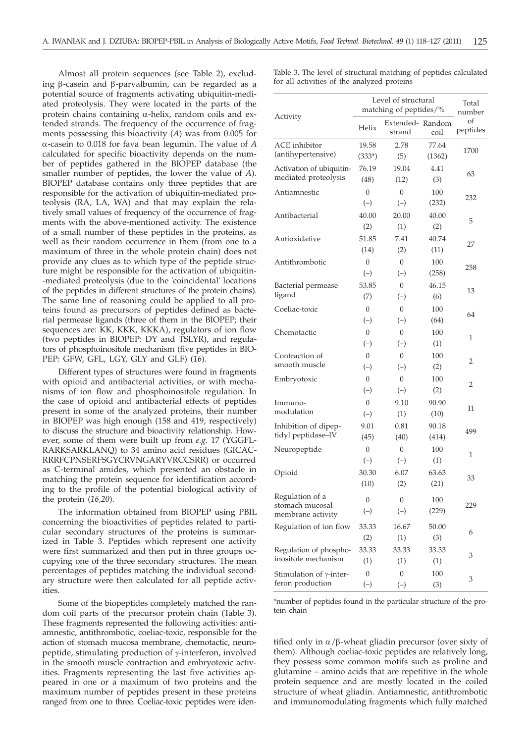Almost all protein sequences (see Table 2), excluding β-casein and β-parvalbumin, can be regarded as a potential source of fragments activating ubiquitin-mediated proteolysis. They were located in the parts of the protein chains containing α-helix, random coils and extended strands. The frequency of the occurrence of fragments possessing this bioactivity (*A*) was from 0.005 for α-casein to 0.018 for fava bean legumin. The value of *A* calculated for specific bioactivity depends on the number of peptides gathered in the BIOPEP database (the smaller number of peptides, the lower the value of *A*). BIOPEP database contains only three peptides that are responsible for the activation of ubiquitin-mediated proteolysis (RA, LA, WA) and that may explain the relatively small values of frequency of the occurrence of fragments with the above-mentioned activity. The existence of a small number of these peptides in the proteins, as well as their random occurrence in them (from one to a maximum of three in the whole protein chain) does not provide any clues as to which type of the peptide structure might be responsible for the activation of ubiquitin-mediated proteolysis (due to the 'coincidental' locations of the peptides in different structures of the protein chains). The same line of reasoning could be applied to all proteins found as precursors of peptides defined as bacterial permease ligands (three of them in the BIOPEP; their sequences are: KK, KKK, KKKA), regulators of ion flow (two peptides in BIOPEP: DY and TSLYR), and regulators of phosphoinositole mechanism (five peptides in BIOPEP: GFW, GFL, LGY, GLY and GLF) (*16*).

Different types of structures were found in fragments with opioid and antibacterial activities, or with mechanisms of ion flow and phosphoinositole regulation. In the case of opioid and antibacterial effects of peptides present in some of the analyzed proteins, their number in BIOPEP was high enough (158 and 419, respectively) to discuss the structure and bioactivity relationship. However, some of them were built up from *e.g.* 17 (YGGFLRARKSARKLANQ) to 34 amino acid residues (GICACRRRFCPNSERFSGYCRVNGARYVRCCSRR) or occurred as C-terminal amides, which presented an obstacle in matching the protein sequence for identification according to the profile of the potential biological activity of the protein (*16,20*).

The information obtained from BIOPEP using PBIL concerning the bioactivities of peptides related to particular secondary structures of the proteins is summarized in Table 3. Peptides which represent one activity were first summarized and then put in three groups occupying one of the three secondary structures. The mean percentages of peptides matching the individual secondary structure were then calculated for all peptide activities.

Some of the biopeptides completely matched the random coil parts of the precursor protein chain (Table 3). These fragments represented the following activities: antiamnestic, antithrombotic, coeliac-toxic, responsible for the action of stomach mucosa membrane, chemotactic, neuropeptide, stimulating production of γ-interferon, involved in the smooth muscle contraction and embryotoxic activities. Fragments representing the last five activities appeared in one or a maximum of two proteins and the maximum number of peptides present in these proteins ranged from one to three. Coeliac-toxic peptides were identified only in α/β-wheat gliadin precursor (over sixty of them). Although coeliac-toxic peptides are relatively long, they possess some common motifs such as proline and glutamine – amino acids that are repetitive in the whole protein sequence and are mostly located in the coiled structure of wheat gliadin. Antiamnestic, antithrombotic and immunomodulating fragments which fully matched

Table 3. The level of structural matching of peptides calculated for all activities of the analyzed proteins

| Activity | Level of structural matching of peptides/% | | | Total number of peptides |
|---|---|---|---|---|
| | Helix | Extended-strand | Random coil | |
| ACE inhibitor (antihypertensive) | 19.58 (333*) | 2.78 (5) | 77.64 (1362) | 1700 |
| Activation of ubiquitin-mediated proteolysis | 76.19 (48) | 19.04 (12) | 4.41 (3) | 63 |
| Antiamnestic | 0 (–) | 0 (–) | 100 (232) | 232 |
| Antibacterial | 40.00 (2) | 20.00 (1) | 40.00 (2) | 5 |
| Antioxidative | 51.85 (14) | 7.41 (2) | 40.74 (11) | 27 |
| Antithrombotic | 0 (–) | 0 (–) | 100 (258) | 258 |
| Bacterial permease ligand | 53.85 (7) | 0 (–) | 46.15 (6) | 13 |
| Coeliac-toxic | 0 (–) | 0 (–) | 100 (64) | 64 |
| Chemotactic | 0 (–) | 0 (–) | 100 (1) | 1 |
| Contraction of smooth muscle | 0 (–) | 0 (–) | 100 (2) | 2 |
| Embryotoxic | 0 (–) | 0 (–) | 100 (2) | 2 |
| Immuno-modulation | 0 (–) | 9.10 (1) | 90.90 (10) | 11 |
| Inhibition of dipeptidyl peptidase–IV | 9.01 (45) | 0.81 (40) | 90.18 (414) | 499 |
| Neuropeptide | 0 (–) | 0 (–) | 100 (1) | 1 |
| Opioid | 30.30 (10) | 6.07 (2) | 63.63 (21) | 33 |
| Regulation of a stomach mucosal membrane activity | 0 (–) | 0 (–) | 100 (229) | 229 |
| Regulation of ion flow | 33.33 (2) | 16.67 (1) | 50.00 (3) | 6 |
| Regulation of phosphoinositole mechanism | 33.33 (1) | 33.33 (1) | 33.33 (1) | 3 |
| Stimulation of γ-interferon production | 0 (–) | 0 (–) | 100 (3) | 3 |

*number of peptides found in the particular structure of the protein chain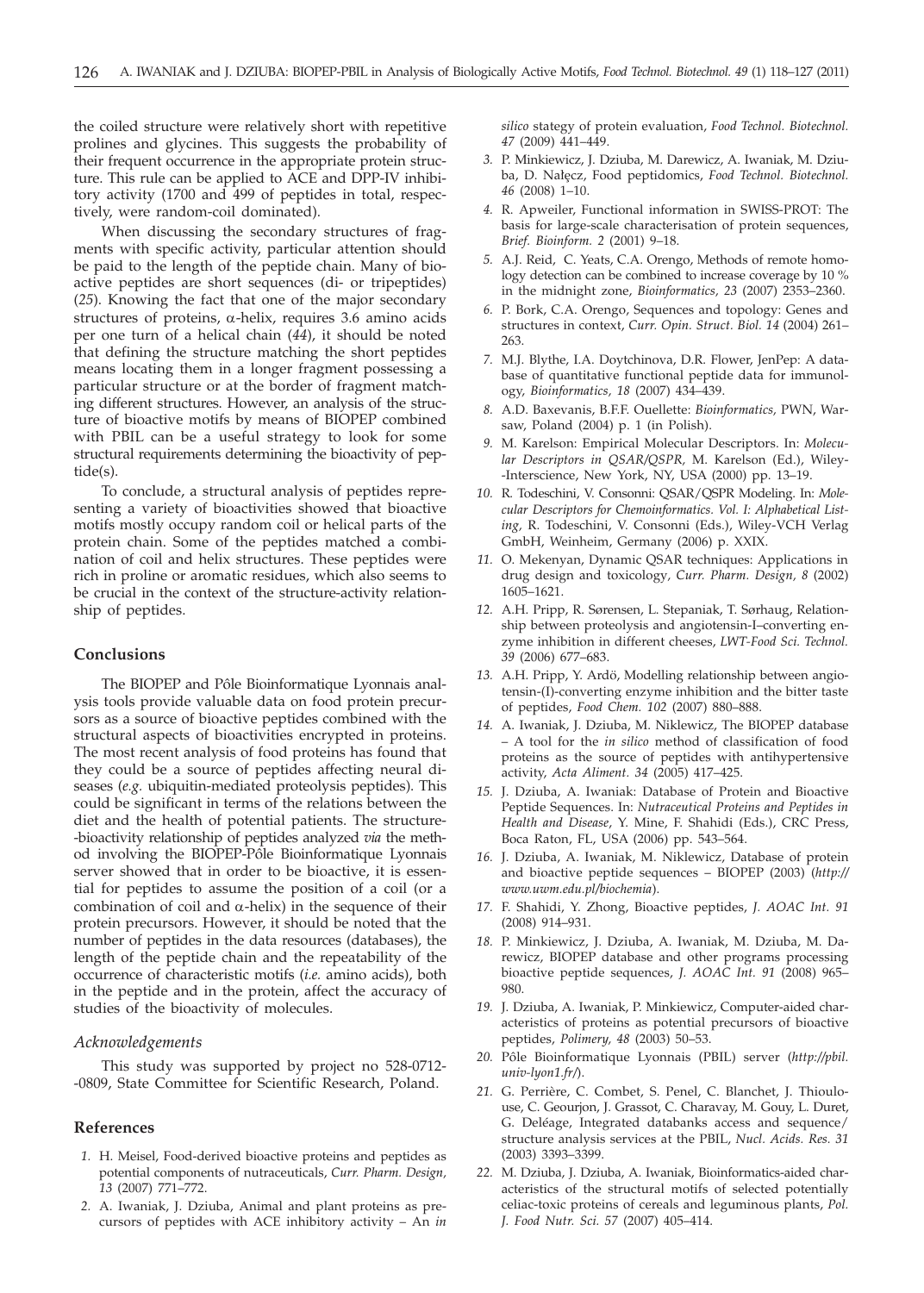the coiled structure were relatively short with repetitive prolines and glycines. This suggests the probability of their frequent occurrence in the appropriate protein structure. This rule can be applied to ACE and DPP-IV inhibitory activity (1700 and 499 of peptides in total, respectively, were random-coil dominated).

When discussing the secondary structures of fragments with specific activity, particular attention should be paid to the length of the peptide chain. Many of bioactive peptides are short sequences (di- or tripeptides) (*25*). Knowing the fact that one of the major secondary structures of proteins, α-helix, requires 3.6 amino acids per one turn of a helical chain (*44*), it should be noted that defining the structure matching the short peptides means locating them in a longer fragment possessing a particular structure or at the border of fragment matching different structures. However, an analysis of the structure of bioactive motifs by means of BIOPEP combined with PBIL can be a useful strategy to look for some structural requirements determining the bioactivity of peptide(s).

To conclude, a structural analysis of peptides representing a variety of bioactivities showed that bioactive motifs mostly occupy random coil or helical parts of the protein chain. Some of the peptides matched a combination of coil and helix structures. These peptides were rich in proline or aromatic residues, which also seems to be crucial in the context of the structure-activity relationship of peptides.

## Conclusions

The BIOPEP and Pôle Bioinformatique Lyonnais analysis tools provide valuable data on food protein precursors as a source of bioactive peptides combined with the structural aspects of bioactivities encrypted in proteins. The most recent analysis of food proteins has found that they could be a source of peptides affecting neural diseases (*e.g.* ubiquitin-mediated proteolysis peptides). This could be significant in terms of the relations between the diet and the health of potential patients. The structure-bioactivity relationship of peptides analyzed *via* the method involving the BIOPEP-Pôle Bioinformatique Lyonnais server showed that in order to be bioactive, it is essential for peptides to assume the position of a coil (or a combination of coil and α-helix) in the sequence of their protein precursors. However, it should be noted that the number of peptides in the data resources (databases), the length of the peptide chain and the repeatability of the occurrence of characteristic motifs (*i.e.* amino acids), both in the peptide and in the protein, affect the accuracy of studies of the bioactivity of molecules.

### *Acknowledgements*

This study was supported by project no 528-0712-0809, State Committee for Scientific Research, Poland.

## References

1. H. Meisel, Food-derived bioactive proteins and peptides as potential components of nutraceuticals, *Curr. Pharm. Design, 13* (2007) 771–772.
2. A. Iwaniak, J. Dziuba, Animal and plant proteins as precursors of peptides with ACE inhibitory activity – An *in silico* stategy of protein evaluation, *Food Technol. Biotechnol. 47* (2009) 441–449.
3. P. Minkiewicz, J. Dziuba, M. Darewicz, A. Iwaniak, M. Dziuba, D. Nałęcz, Food peptidomics, *Food Technol. Biotechnol. 46* (2008) 1–10.
4. R. Apweiler, Functional information in SWISS-PROT: The basis for large-scale characterisation of protein sequences, *Brief. Bioinform. 2* (2001) 9–18.
5. A.J. Reid, C. Yeats, C.A. Orengo, Methods of remote homology detection can be combined to increase coverage by 10 % in the midnight zone, *Bioinformatics, 23* (2007) 2353–2360.
6. P. Bork, C.A. Orengo, Sequences and topology: Genes and structures in context, *Curr. Opin. Struct. Biol. 14* (2004) 261–263.
7. M.J. Blythe, I.A. Doytchinova, D.R. Flower, JenPep: A database of quantitative functional peptide data for immunology, *Bioinformatics, 18* (2007) 434–439.
8. A.D. Baxevanis, B.F.F. Ouellette: *Bioinformatics*, PWN, Warsaw, Poland (2004) p. 1 (in Polish).
9. M. Karelson: Empirical Molecular Descriptors. In: *Molecular Descriptors in QSAR/QSPR*, M. Karelson (Ed.), Wiley-Interscience, New York, NY, USA (2000) pp. 13–19.
10. R. Todeschini, V. Consonni: QSAR/QSPR Modeling. In: *Molecular Descriptors for Chemoinformatics. Vol. I: Alphabetical Listing*, R. Todeschini, V. Consonni (Eds.), Wiley-VCH Verlag GmbH, Weinheim, Germany (2006) p. XXIX.
11. O. Mekenyan, Dynamic QSAR techniques: Applications in drug design and toxicology, *Curr. Pharm. Design, 8* (2002) 1605–1621.
12. A.H. Pripp, R. Sørensen, L. Stepaniak, T. Sørhaug, Relationship between proteolysis and angiotensin-I–converting enzyme inhibition in different cheeses, *LWT-Food Sci. Technol. 39* (2006) 677–683.
13. A.H. Pripp, Y. Ardö, Modelling relationship between angiotensin-(I)-converting enzyme inhibition and the bitter taste of peptides, *Food Chem. 102* (2007) 880–888.
14. A. Iwaniak, J. Dziuba, M. Niklewicz, The BIOPEP database – A tool for the *in silico* method of classification of food proteins as the source of peptides with antihypertensive activity, *Acta Aliment. 34* (2005) 417–425.
15. J. Dziuba, A. Iwaniak: Database of Protein and Bioactive Peptide Sequences. In: *Nutraceutical Proteins and Peptides in Health and Disease*, Y. Mine, F. Shahidi (Eds.), CRC Press, Boca Raton, FL, USA (2006) pp. 543–564.
16. J. Dziuba, A. Iwaniak, M. Niklewicz, Database of protein and bioactive peptide sequences – BIOPEP (2003) (*http://www.uwm.edu.pl/biochemia*).
17. F. Shahidi, Y. Zhong, Bioactive peptides, *J. AOAC Int. 91* (2008) 914–931.
18. P. Minkiewicz, J. Dziuba, A. Iwaniak, M. Dziuba, M. Darewicz, BIOPEP database and other programs processing bioactive peptide sequences, *J. AOAC Int. 91* (2008) 965–980.
19. J. Dziuba, A. Iwaniak, P. Minkiewicz, Computer-aided characteristics of proteins as potential precursors of bioactive peptides, *Polimery, 48* (2003) 50–53.
20. Pôle Bioinformatique Lyonnais (PBIL) server (*http://pbil.univ-lyon1.fr/*).
21. G. Perrière, C. Combet, S. Penel, C. Blanchet, J. Thioulouse, C. Geourjon, J. Grassot, C. Charavay, M. Gouy, L. Duret, G. Deléage, Integrated databanks access and sequence/structure analysis services at the PBIL, *Nucl. Acids. Res. 31* (2003) 3393–3399.
22. M. Dziuba, J. Dziuba, A. Iwaniak, Bioinformatics-aided characteristics of the structural motifs of selected potentially celiac-toxic proteins of cereals and leguminous plants, *Pol. J. Food Nutr. Sci. 57* (2007) 405–414.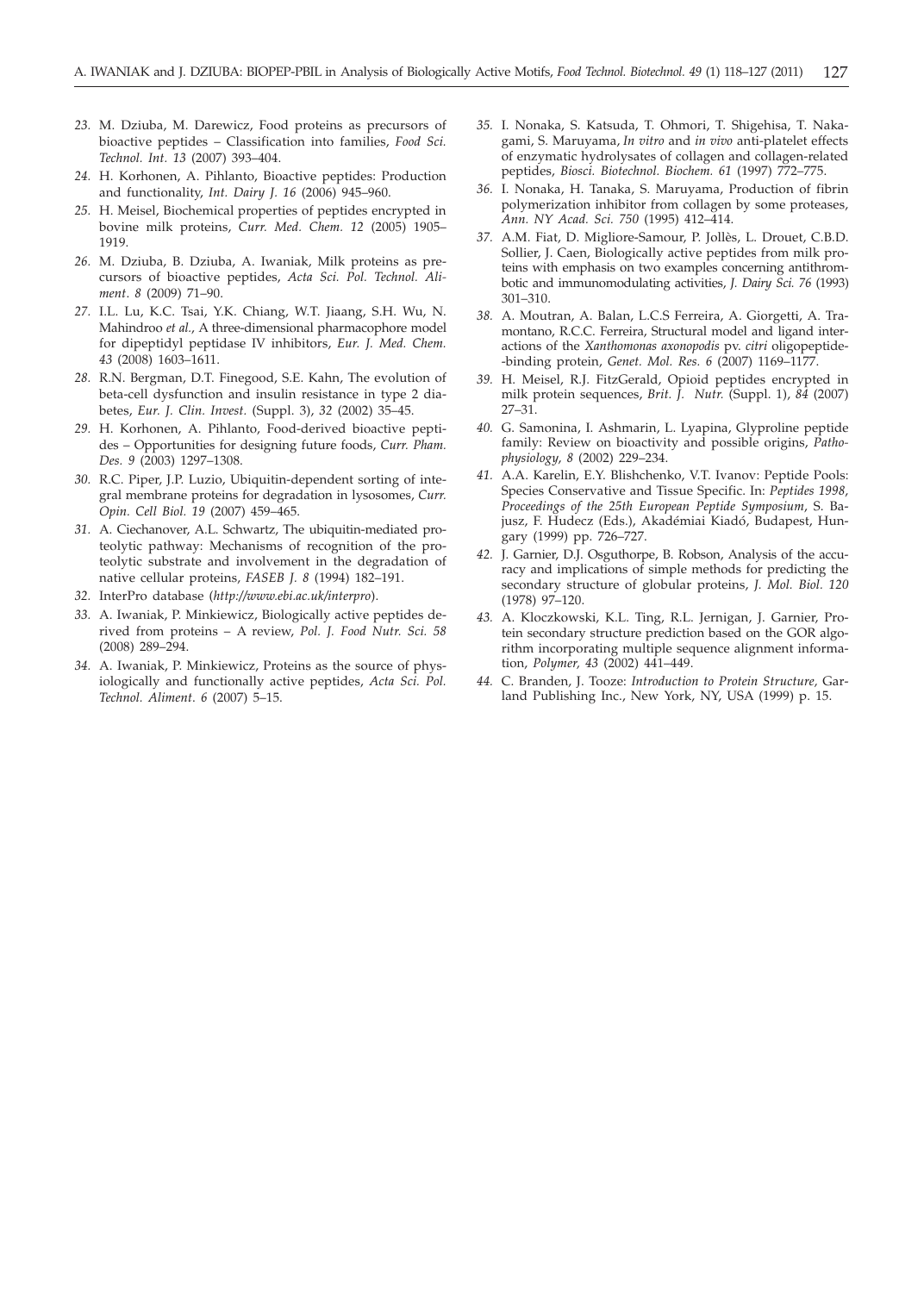23. M. Dziuba, M. Darewicz, Food proteins as precursors of bioactive peptides – Classification into families, *Food Sci. Technol. Int. 13* (2007) 393–404.
24. H. Korhonen, A. Pihlanto, Bioactive peptides: Production and functionality, *Int. Dairy J. 16* (2006) 945–960.
25. H. Meisel, Biochemical properties of peptides encrypted in bovine milk proteins, *Curr. Med. Chem. 12* (2005) 1905–1919.
26. M. Dziuba, B. Dziuba, A. Iwaniak, Milk proteins as precursors of bioactive peptides, *Acta Sci. Pol. Technol. Aliment. 8* (2009) 71–90.
27. I.L. Lu, K.C. Tsai, Y.K. Chiang, W.T. Jiaang, S.H. Wu, N. Mahindroo *et al.*, A three-dimensional pharmacophore model for dipeptidyl peptidase IV inhibitors, *Eur. J. Med. Chem. 43* (2008) 1603–1611.
28. R.N. Bergman, D.T. Finegood, S.E. Kahn, The evolution of beta-cell dysfunction and insulin resistance in type 2 diabetes, *Eur. J. Clin. Invest.* (Suppl. 3), *32* (2002) 35–45.
29. H. Korhonen, A. Pihlanto, Food-derived bioactive peptides – Opportunities for designing future foods, *Curr. Pham. Des. 9* (2003) 1297–1308.
30. R.C. Piper, J.P. Luzio, Ubiquitin-dependent sorting of integral membrane proteins for degradation in lysosomes, *Curr. Opin. Cell Biol. 19* (2007) 459–465.
31. A. Ciechanover, A.L. Schwartz, The ubiquitin-mediated proteolytic pathway: Mechanisms of recognition of the proteolytic substrate and involvement in the degradation of native cellular proteins, *FASEB J. 8* (1994) 182–191.
32. InterPro database (*http://www.ebi.ac.uk/interpro*).
33. A. Iwaniak, P. Minkiewicz, Biologically active peptides derived from proteins – A review, *Pol. J. Food Nutr. Sci. 58* (2008) 289–294.
34. A. Iwaniak, P. Minkiewicz, Proteins as the source of physiologically and functionally active peptides, *Acta Sci. Pol. Technol. Aliment. 6* (2007) 5–15.
35. I. Nonaka, S. Katsuda, T. Ohmori, T. Shigehisa, T. Nakagami, S. Maruyama, *In vitro* and *in vivo* anti-platelet effects of enzymatic hydrolysates of collagen and collagen-related peptides, *Biosci. Biotechnol. Biochem. 61* (1997) 772–775.
36. I. Nonaka, H. Tanaka, S. Maruyama, Production of fibrin polymerization inhibitor from collagen by some proteases, *Ann. NY Acad. Sci. 750* (1995) 412–414.
37. A.M. Fiat, D. Migliore-Samour, P. Jollès, L. Drouet, C.B.D. Sollier, J. Caen, Biologically active peptides from milk proteins with emphasis on two examples concerning antithrombotic and immunomodulating activities, *J. Dairy Sci. 76* (1993) 301–310.
38. A. Moutran, A. Balan, L.C.S Ferreira, A. Giorgetti, A. Tramontano, R.C.C. Ferreira, Structural model and ligand interactions of the *Xanthomonas axonopodis* pv. *citri* oligopeptide-binding protein, *Genet. Mol. Res. 6* (2007) 1169–1177.
39. H. Meisel, R.J. FitzGerald, Opioid peptides encrypted in milk protein sequences, *Brit. J. Nutr.* (Suppl. 1), *84* (2007) 27–31.
40. G. Samonina, I. Ashmarin, L. Lyapina, Glyproline peptide family: Review on bioactivity and possible origins, *Pathophysiology, 8* (2002) 229–234.
41. A.A. Karelin, E.Y. Blishchenko, V.T. Ivanov: Peptide Pools: Species Conservative and Tissue Specific. In: *Peptides 1998*, *Proceedings of the 25th European Peptide Symposium*, S. Bajusz, F. Hudecz (Eds.), Akadémiai Kiadó, Budapest, Hungary (1999) pp. 726–727.
42. J. Garnier, D.J. Osguthorpe, B. Robson, Analysis of the accuracy and implications of simple methods for predicting the secondary structure of globular proteins, *J. Mol. Biol. 120* (1978) 97–120.
43. A. Kloczkowski, K.L. Ting, R.L. Jernigan, J. Garnier, Protein secondary structure prediction based on the GOR algorithm incorporating multiple sequence alignment information, *Polymer, 43* (2002) 441–449.
44. C. Branden, J. Tooze: *Introduction to Protein Structure,* Garland Publishing Inc., New York, NY, USA (1999) p. 15.